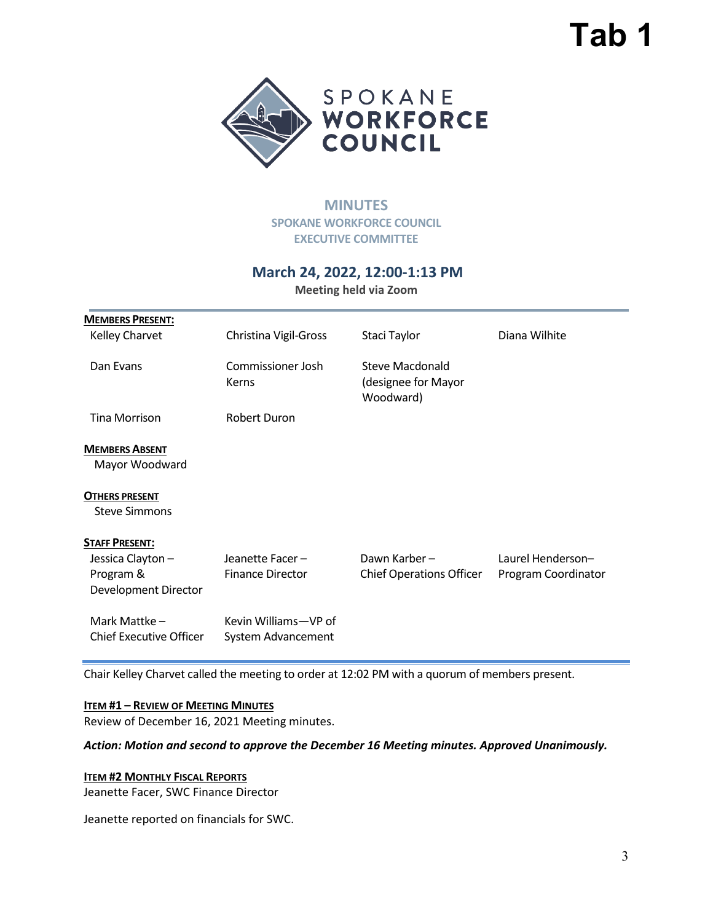Tab 1

SPOKANE WORKFORCE COUNCIL

# MINUTES

## SPOKANE WORKFORCE COUNCIL
## EXECUTIVE COMMITTEE

### March 24, 2022, 12:00-1:13 PM

**Meeting held via Zoom**

**MEMBERS PRESENT:**

| | | | |
|---|---|---|---|
| Kelley Charvet | Christina Vigil-Gross | Staci Taylor | Diana Wilhite |
| Dan Evans | Commissioner Josh Kerns | Steve Macdonald (designee for Mayor Woodward) | |
| Tina Morrison | Robert Duron | | |

**MEMBERS ABSENT**

Mayor Woodward

**OTHERS PRESENT**

Steve Simmons

**STAFF PRESENT:**

| | | | |
|---|---|---|---|
| Jessica Clayton – Program & Development Director | Jeanette Facer – Finance Director | Dawn Karber – Chief Operations Officer | Laurel Henderson– Program Coordinator |
| Mark Mattke – Chief Executive Officer | Kevin Williams—VP of System Advancement | | |

Chair Kelley Charvet called the meeting to order at 12:02 PM with a quorum of members present.

**ITEM #1 – REVIEW OF MEETING MINUTES**

Review of December 16, 2021 Meeting minutes.

***Action: Motion and second to approve the December 16 Meeting minutes. Approved Unanimously.***

**ITEM #2 MONTHLY FISCAL REPORTS**

Jeanette Facer, SWC Finance Director

Jeanette reported on financials for SWC.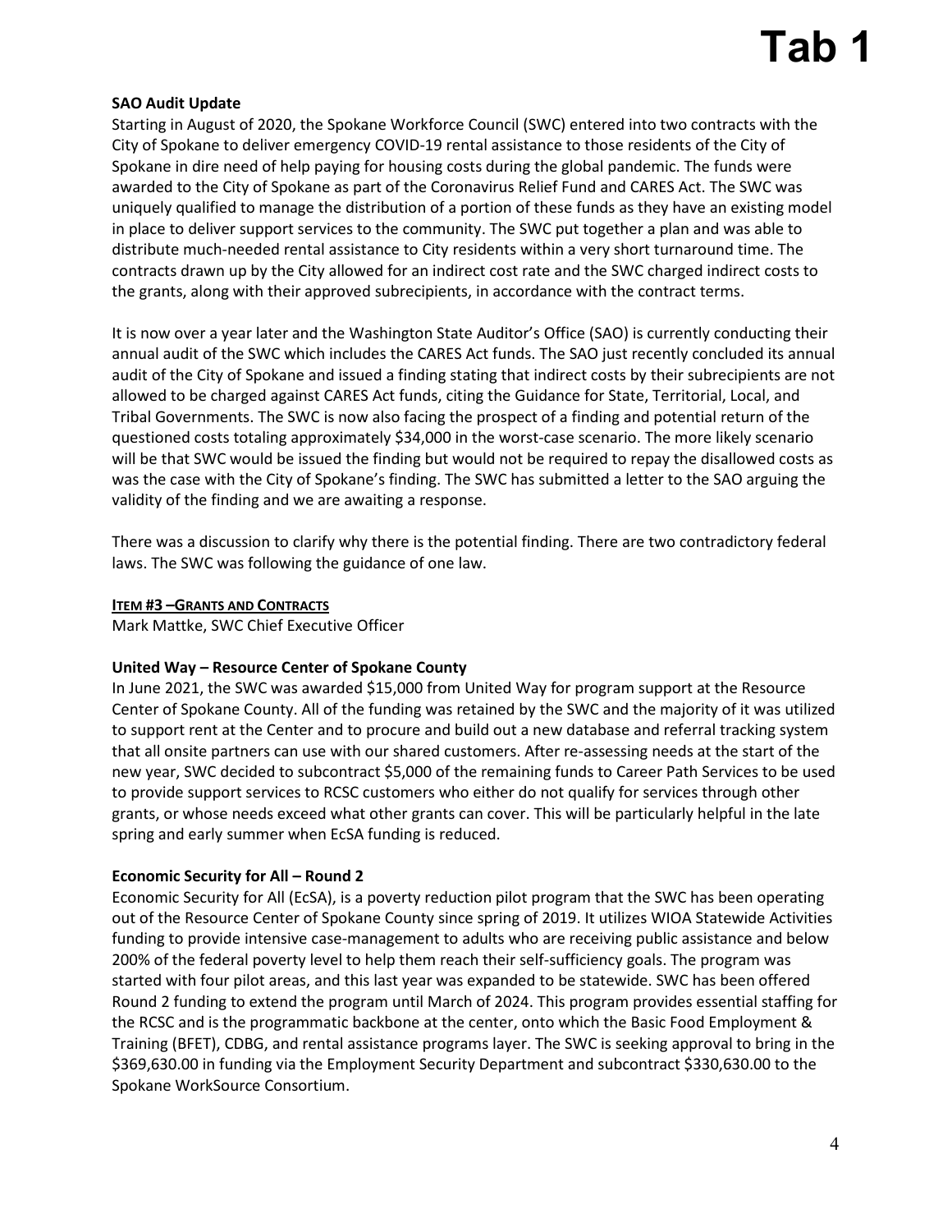# Tab 1

**SAO Audit Update**

Starting in August of 2020, the Spokane Workforce Council (SWC) entered into two contracts with the City of Spokane to deliver emergency COVID-19 rental assistance to those residents of the City of Spokane in dire need of help paying for housing costs during the global pandemic. The funds were awarded to the City of Spokane as part of the Coronavirus Relief Fund and CARES Act. The SWC was uniquely qualified to manage the distribution of a portion of these funds as they have an existing model in place to deliver support services to the community. The SWC put together a plan and was able to distribute much-needed rental assistance to City residents within a very short turnaround time. The contracts drawn up by the City allowed for an indirect cost rate and the SWC charged indirect costs to the grants, along with their approved subrecipients, in accordance with the contract terms.

It is now over a year later and the Washington State Auditor's Office (SAO) is currently conducting their annual audit of the SWC which includes the CARES Act funds. The SAO just recently concluded its annual audit of the City of Spokane and issued a finding stating that indirect costs by their subrecipients are not allowed to be charged against CARES Act funds, citing the Guidance for State, Territorial, Local, and Tribal Governments. The SWC is now also facing the prospect of a finding and potential return of the questioned costs totaling approximately $34,000 in the worst-case scenario. The more likely scenario will be that SWC would be issued the finding but would not be required to repay the disallowed costs as was the case with the City of Spokane's finding. The SWC has submitted a letter to the SAO arguing the validity of the finding and we are awaiting a response.

There was a discussion to clarify why there is the potential finding. There are two contradictory federal laws. The SWC was following the guidance of one law.

**ITEM #3 – GRANTS AND CONTRACTS**

Mark Mattke, SWC Chief Executive Officer

**United Way – Resource Center of Spokane County**

In June 2021, the SWC was awarded $15,000 from United Way for program support at the Resource Center of Spokane County. All of the funding was retained by the SWC and the majority of it was utilized to support rent at the Center and to procure and build out a new database and referral tracking system that all onsite partners can use with our shared customers. After re-assessing needs at the start of the new year, SWC decided to subcontract $5,000 of the remaining funds to Career Path Services to be used to provide support services to RCSC customers who either do not qualify for services through other grants, or whose needs exceed what other grants can cover. This will be particularly helpful in the late spring and early summer when EcSA funding is reduced.

**Economic Security for All – Round 2**

Economic Security for All (EcSA), is a poverty reduction pilot program that the SWC has been operating out of the Resource Center of Spokane County since spring of 2019. It utilizes WIOA Statewide Activities funding to provide intensive case-management to adults who are receiving public assistance and below 200% of the federal poverty level to help them reach their self-sufficiency goals. The program was started with four pilot areas, and this last year was expanded to be statewide. SWC has been offered Round 2 funding to extend the program until March of 2024. This program provides essential staffing for the RCSC and is the programmatic backbone at the center, onto which the Basic Food Employment & Training (BFET), CDBG, and rental assistance programs layer. The SWC is seeking approval to bring in the $369,630.00 in funding via the Employment Security Department and subcontract $330,630.00 to the Spokane WorkSource Consortium.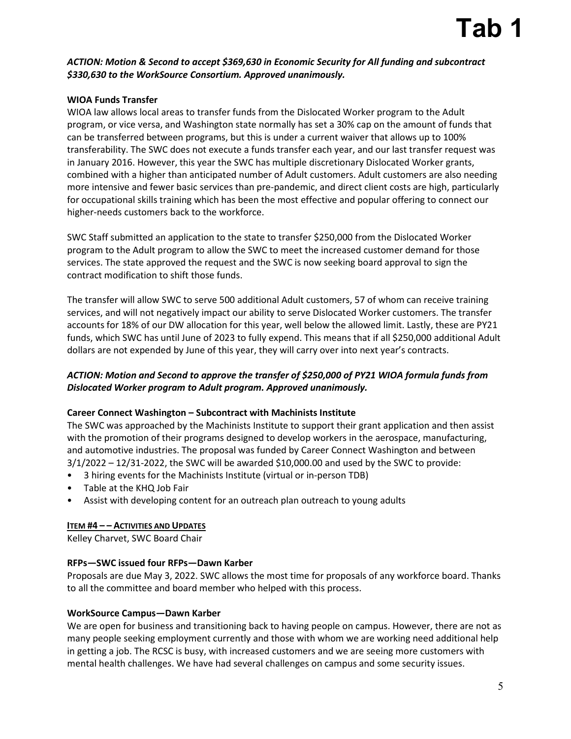***ACTION: Motion & Second to accept $369,630 in Economic Security for All funding and subcontract $330,630 to the WorkSource Consortium. Approved unanimously.***

**WIOA Funds Transfer**

WIOA law allows local areas to transfer funds from the Dislocated Worker program to the Adult program, or vice versa, and Washington state normally has set a 30% cap on the amount of funds that can be transferred between programs, but this is under a current waiver that allows up to 100% transferability. The SWC does not execute a funds transfer each year, and our last transfer request was in January 2016. However, this year the SWC has multiple discretionary Dislocated Worker grants, combined with a higher than anticipated number of Adult customers. Adult customers are also needing more intensive and fewer basic services than pre-pandemic, and direct client costs are high, particularly for occupational skills training which has been the most effective and popular offering to connect our higher-needs customers back to the workforce.

SWC Staff submitted an application to the state to transfer $250,000 from the Dislocated Worker program to the Adult program to allow the SWC to meet the increased customer demand for those services. The state approved the request and the SWC is now seeking board approval to sign the contract modification to shift those funds.

The transfer will allow SWC to serve 500 additional Adult customers, 57 of whom can receive training services, and will not negatively impact our ability to serve Dislocated Worker customers. The transfer accounts for 18% of our DW allocation for this year, well below the allowed limit. Lastly, these are PY21 funds, which SWC has until June of 2023 to fully expend. This means that if all $250,000 additional Adult dollars are not expended by June of this year, they will carry over into next year's contracts.

***ACTION: Motion and Second to approve the transfer of $250,000 of PY21 WIOA formula funds from Dislocated Worker program to Adult program. Approved unanimously.***

**Career Connect Washington – Subcontract with Machinists Institute**

The SWC was approached by the Machinists Institute to support their grant application and then assist with the promotion of their programs designed to develop workers in the aerospace, manufacturing, and automotive industries. The proposal was funded by Career Connect Washington and between 3/1/2022 – 12/31-2022, the SWC will be awarded $10,000.00 and used by the SWC to provide:

- 3 hiring events for the Machinists Institute (virtual or in-person TDB)
- Table at the KHQ Job Fair
- Assist with developing content for an outreach plan outreach to young adults

**ITEM #4 – – ACTIVITIES AND UPDATES**

Kelley Charvet, SWC Board Chair

**RFPs—SWC issued four RFPs—Dawn Karber**

Proposals are due May 3, 2022. SWC allows the most time for proposals of any workforce board. Thanks to all the committee and board member who helped with this process.

**WorkSource Campus—Dawn Karber**

We are open for business and transitioning back to having people on campus. However, there are not as many people seeking employment currently and those with whom we are working need additional help in getting a job. The RCSC is busy, with increased customers and we are seeing more customers with mental health challenges. We have had several challenges on campus and some security issues.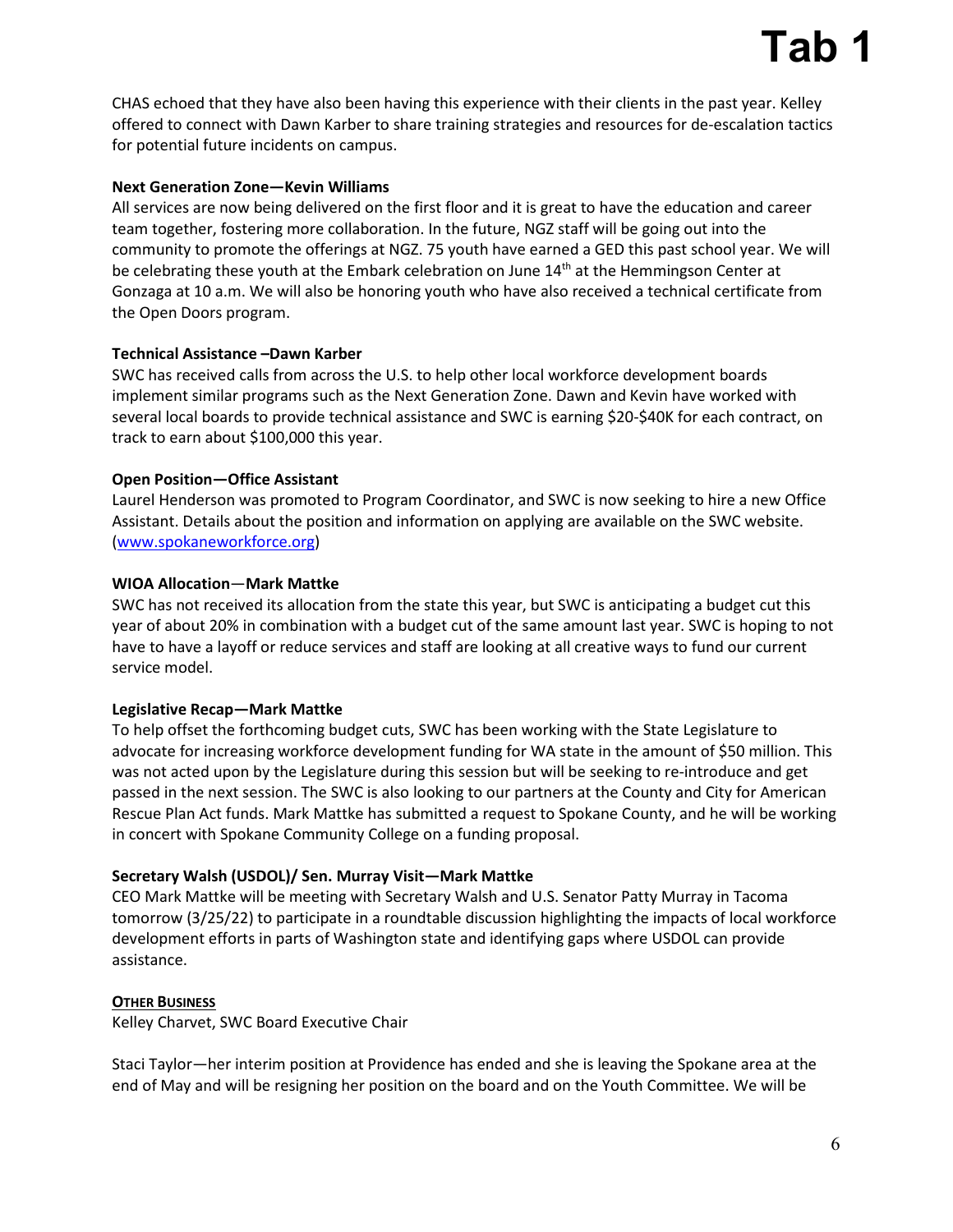CHAS echoed that they have also been having this experience with their clients in the past year. Kelley offered to connect with Dawn Karber to share training strategies and resources for de-escalation tactics for potential future incidents on campus.

**Next Generation Zone—Kevin Williams**
All services are now being delivered on the first floor and it is great to have the education and career team together, fostering more collaboration. In the future, NGZ staff will be going out into the community to promote the offerings at NGZ. 75 youth have earned a GED this past school year. We will be celebrating these youth at the Embark celebration on June 14th at the Hemmingson Center at Gonzaga at 10 a.m. We will also be honoring youth who have also received a technical certificate from the Open Doors program.

**Technical Assistance –Dawn Karber**
SWC has received calls from across the U.S. to help other local workforce development boards implement similar programs such as the Next Generation Zone. Dawn and Kevin have worked with several local boards to provide technical assistance and SWC is earning $20-$40K for each contract, on track to earn about $100,000 this year.

**Open Position—Office Assistant**
Laurel Henderson was promoted to Program Coordinator, and SWC is now seeking to hire a new Office Assistant. Details about the position and information on applying are available on the SWC website. ([www.spokaneworkforce.org](www.spokaneworkforce.org))

**WIOA Allocation—Mark Mattke**
SWC has not received its allocation from the state this year, but SWC is anticipating a budget cut this year of about 20% in combination with a budget cut of the same amount last year. SWC is hoping to not have to have a layoff or reduce services and staff are looking at all creative ways to fund our current service model.

**Legislative Recap—Mark Mattke**
To help offset the forthcoming budget cuts, SWC has been working with the State Legislature to advocate for increasing workforce development funding for WA state in the amount of $50 million. This was not acted upon by the Legislature during this session but will be seeking to re-introduce and get passed in the next session. The SWC is also looking to our partners at the County and City for American Rescue Plan Act funds. Mark Mattke has submitted a request to Spokane County, and he will be working in concert with Spokane Community College on a funding proposal.

**Secretary Walsh (USDOL)/ Sen. Murray Visit—Mark Mattke**
CEO Mark Mattke will be meeting with Secretary Walsh and U.S. Senator Patty Murray in Tacoma tomorrow (3/25/22) to participate in a roundtable discussion highlighting the impacts of local workforce development efforts in parts of Washington state and identifying gaps where USDOL can provide assistance.

**OTHER BUSINESS**
Kelley Charvet, SWC Board Executive Chair

Staci Taylor—her interim position at Providence has ended and she is leaving the Spokane area at the end of May and will be resigning her position on the board and on the Youth Committee. We will be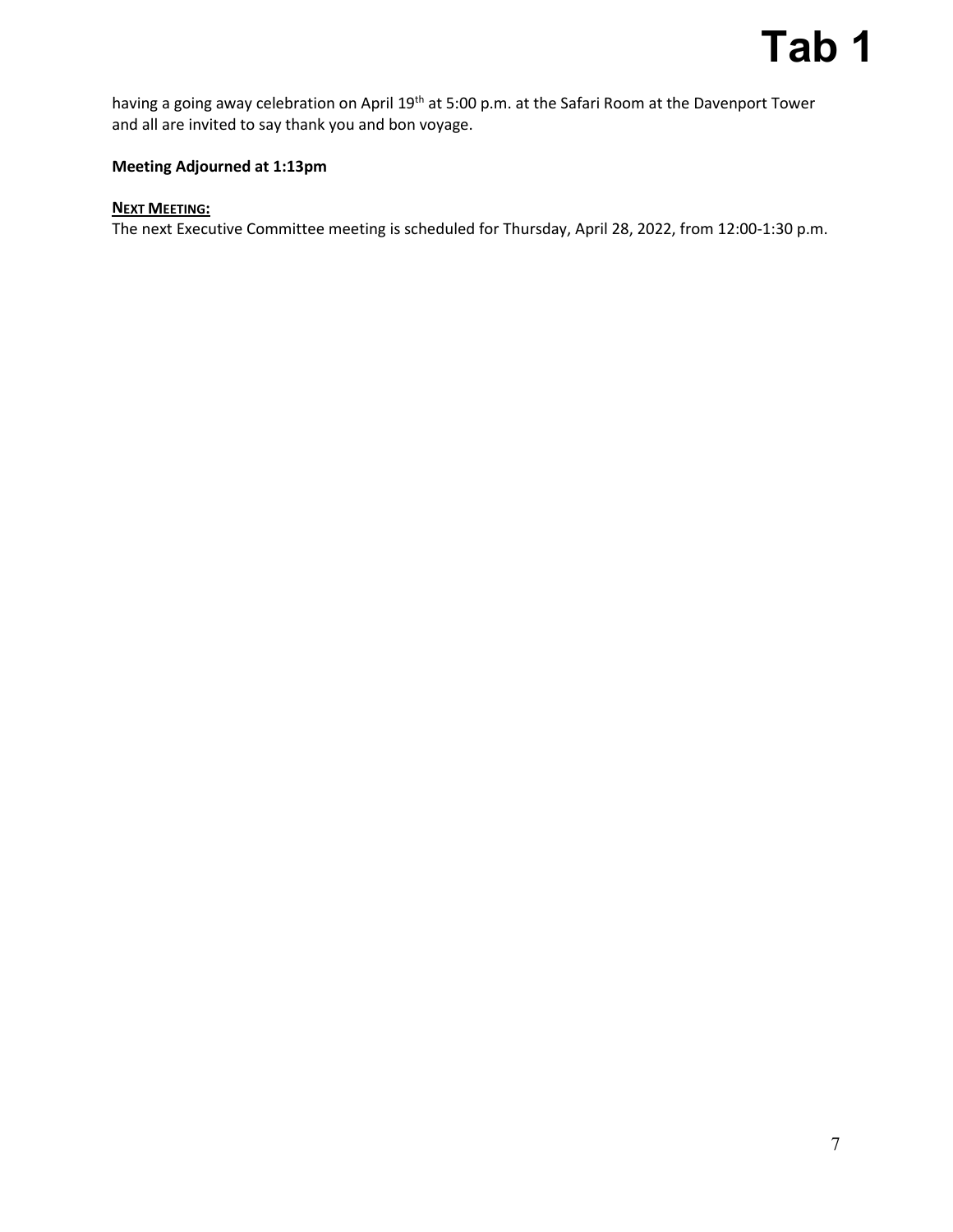having a going away celebration on April 19th at 5:00 p.m. at the Safari Room at the Davenport Tower and all are invited to say thank you and bon voyage.

**Meeting Adjourned at 1:13pm**

**NEXT MEETING:**

The next Executive Committee meeting is scheduled for Thursday, April 28, 2022, from 12:00-1:30 p.m.